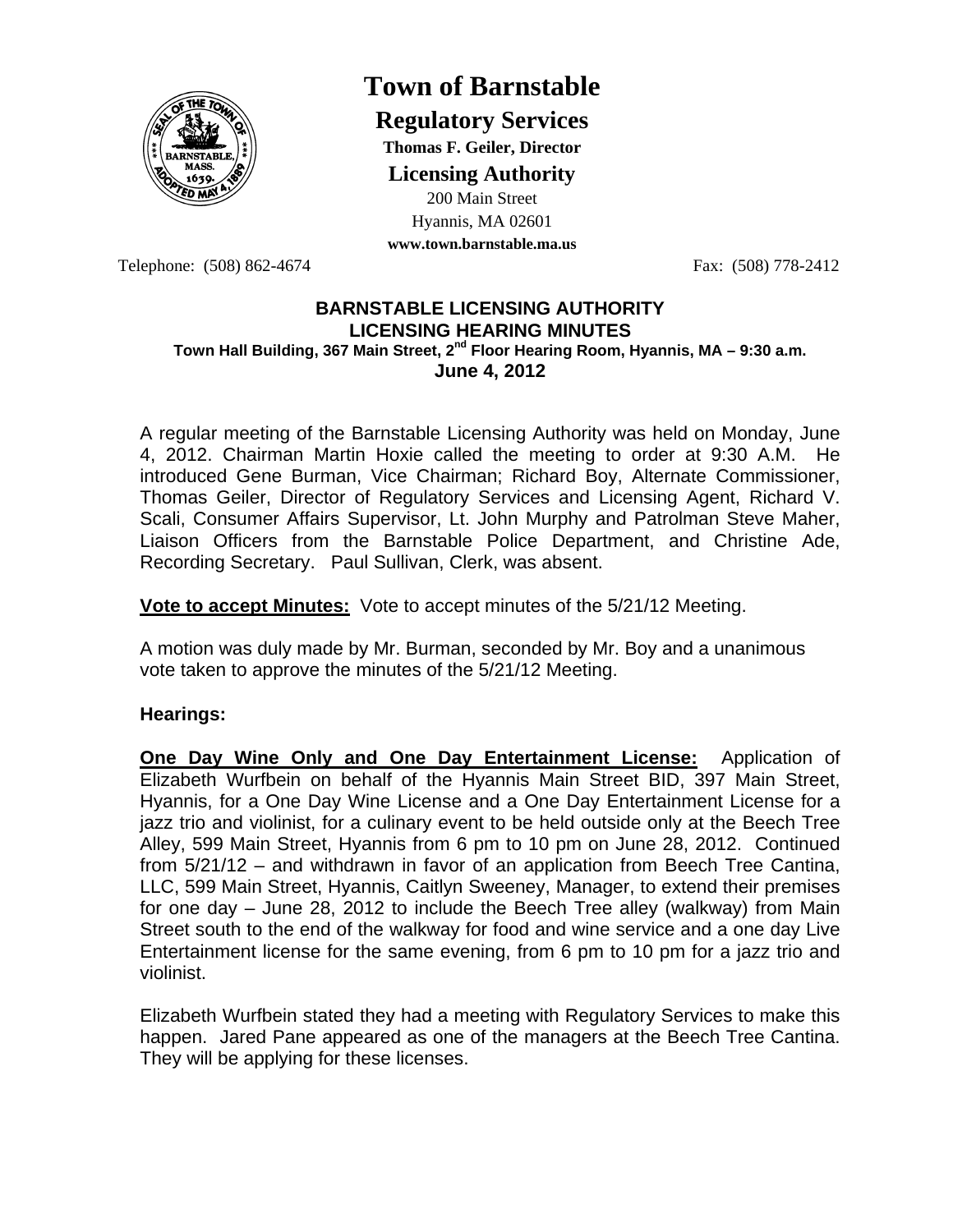# Town of Barnstable

## Regulatory Services

**Thomas F. Geiler, Director**

### Licensing Authority

200 Main Street
Hyannis, MA 02601
**www.town.barnstable.ma.us**

Telephone: (508) 862-4674 Fax: (508) 778-2412

**BARNSTABLE LICENSING AUTHORITY**
**LICENSING HEARING MINUTES**
**Town Hall Building, 367 Main Street, 2nd Floor Hearing Room, Hyannis, MA – 9:30 a.m.**
**June 4, 2012**

A regular meeting of the Barnstable Licensing Authority was held on Monday, June 4, 2012. Chairman Martin Hoxie called the meeting to order at 9:30 A.M. He introduced Gene Burman, Vice Chairman; Richard Boy, Alternate Commissioner, Thomas Geiler, Director of Regulatory Services and Licensing Agent, Richard V. Scali, Consumer Affairs Supervisor, Lt. John Murphy and Patrolman Steve Maher, Liaison Officers from the Barnstable Police Department, and Christine Ade, Recording Secretary. Paul Sullivan, Clerk, was absent.

**Vote to accept Minutes:** Vote to accept minutes of the 5/21/12 Meeting.

A motion was duly made by Mr. Burman, seconded by Mr. Boy and a unanimous vote taken to approve the minutes of the 5/21/12 Meeting.

**Hearings:**

**One Day Wine Only and One Day Entertainment License:** Application of Elizabeth Wurfbein on behalf of the Hyannis Main Street BID, 397 Main Street, Hyannis, for a One Day Wine License and a One Day Entertainment License for a jazz trio and violinist, for a culinary event to be held outside only at the Beech Tree Alley, 599 Main Street, Hyannis from 6 pm to 10 pm on June 28, 2012. Continued from 5/21/12 – and withdrawn in favor of an application from Beech Tree Cantina, LLC, 599 Main Street, Hyannis, Caitlyn Sweeney, Manager, to extend their premises for one day – June 28, 2012 to include the Beech Tree alley (walkway) from Main Street south to the end of the walkway for food and wine service and a one day Live Entertainment license for the same evening, from 6 pm to 10 pm for a jazz trio and violinist.

Elizabeth Wurfbein stated they had a meeting with Regulatory Services to make this happen. Jared Pane appeared as one of the managers at the Beech Tree Cantina. They will be applying for these licenses.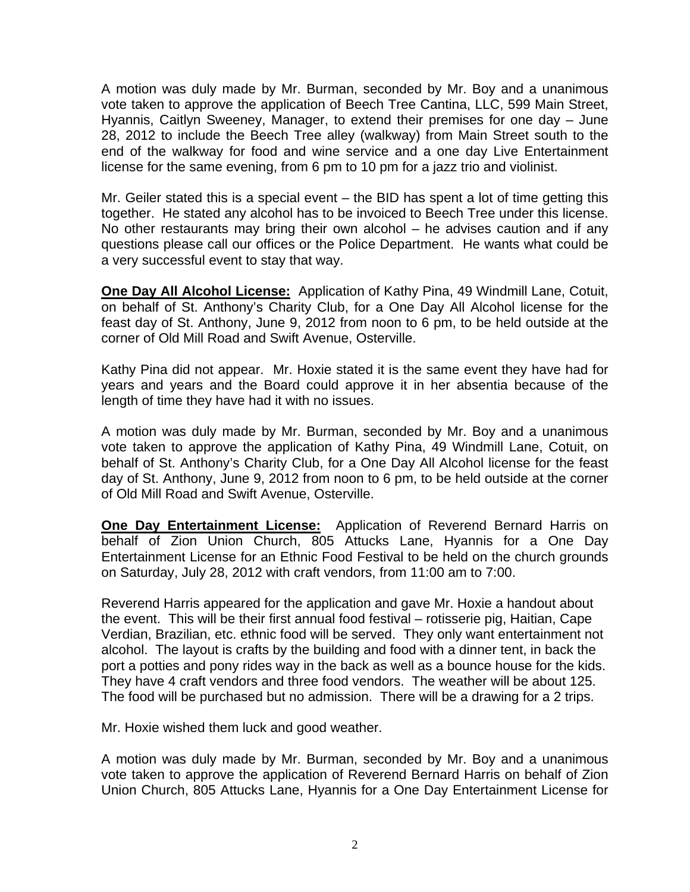A motion was duly made by Mr. Burman, seconded by Mr. Boy and a unanimous vote taken to approve the application of Beech Tree Cantina, LLC, 599 Main Street, Hyannis, Caitlyn Sweeney, Manager, to extend their premises for one day – June 28, 2012 to include the Beech Tree alley (walkway) from Main Street south to the end of the walkway for food and wine service and a one day Live Entertainment license for the same evening, from 6 pm to 10 pm for a jazz trio and violinist.

Mr. Geiler stated this is a special event – the BID has spent a lot of time getting this together. He stated any alcohol has to be invoiced to Beech Tree under this license. No other restaurants may bring their own alcohol – he advises caution and if any questions please call our offices or the Police Department. He wants what could be a very successful event to stay that way.

**One Day All Alcohol License:** Application of Kathy Pina, 49 Windmill Lane, Cotuit, on behalf of St. Anthony's Charity Club, for a One Day All Alcohol license for the feast day of St. Anthony, June 9, 2012 from noon to 6 pm, to be held outside at the corner of Old Mill Road and Swift Avenue, Osterville.

Kathy Pina did not appear. Mr. Hoxie stated it is the same event they have had for years and years and the Board could approve it in her absentia because of the length of time they have had it with no issues.

A motion was duly made by Mr. Burman, seconded by Mr. Boy and a unanimous vote taken to approve the application of Kathy Pina, 49 Windmill Lane, Cotuit, on behalf of St. Anthony's Charity Club, for a One Day All Alcohol license for the feast day of St. Anthony, June 9, 2012 from noon to 6 pm, to be held outside at the corner of Old Mill Road and Swift Avenue, Osterville.

**One Day Entertainment License:** Application of Reverend Bernard Harris on behalf of Zion Union Church, 805 Attucks Lane, Hyannis for a One Day Entertainment License for an Ethnic Food Festival to be held on the church grounds on Saturday, July 28, 2012 with craft vendors, from 11:00 am to 7:00.

Reverend Harris appeared for the application and gave Mr. Hoxie a handout about the event. This will be their first annual food festival – rotisserie pig, Haitian, Cape Verdian, Brazilian, etc. ethnic food will be served. They only want entertainment not alcohol. The layout is crafts by the building and food with a dinner tent, in back the port a potties and pony rides way in the back as well as a bounce house for the kids. They have 4 craft vendors and three food vendors. The weather will be about 125. The food will be purchased but no admission. There will be a drawing for a 2 trips.

Mr. Hoxie wished them luck and good weather.

A motion was duly made by Mr. Burman, seconded by Mr. Boy and a unanimous vote taken to approve the application of Reverend Bernard Harris on behalf of Zion Union Church, 805 Attucks Lane, Hyannis for a One Day Entertainment License for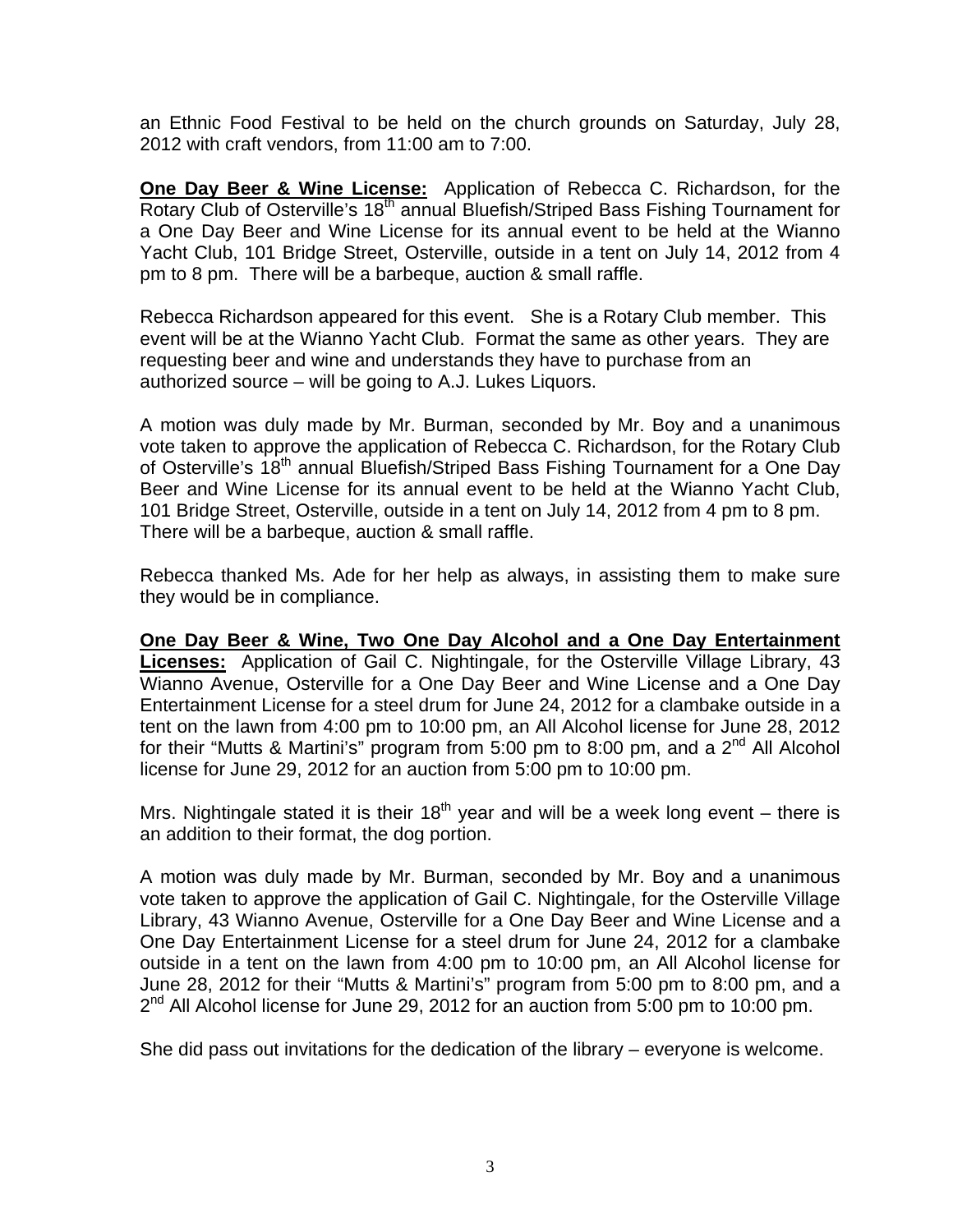an Ethnic Food Festival to be held on the church grounds on Saturday, July 28, 2012 with craft vendors, from 11:00 am to 7:00.

**One Day Beer & Wine License:** Application of Rebecca C. Richardson, for the Rotary Club of Osterville's 18th annual Bluefish/Striped Bass Fishing Tournament for a One Day Beer and Wine License for its annual event to be held at the Wianno Yacht Club, 101 Bridge Street, Osterville, outside in a tent on July 14, 2012 from 4 pm to 8 pm. There will be a barbeque, auction & small raffle.

Rebecca Richardson appeared for this event. She is a Rotary Club member. This event will be at the Wianno Yacht Club. Format the same as other years. They are requesting beer and wine and understands they have to purchase from an authorized source – will be going to A.J. Lukes Liquors.

A motion was duly made by Mr. Burman, seconded by Mr. Boy and a unanimous vote taken to approve the application of Rebecca C. Richardson, for the Rotary Club of Osterville's 18th annual Bluefish/Striped Bass Fishing Tournament for a One Day Beer and Wine License for its annual event to be held at the Wianno Yacht Club, 101 Bridge Street, Osterville, outside in a tent on July 14, 2012 from 4 pm to 8 pm. There will be a barbeque, auction & small raffle.

Rebecca thanked Ms. Ade for her help as always, in assisting them to make sure they would be in compliance.

**One Day Beer & Wine, Two One Day Alcohol and a One Day Entertainment Licenses:** Application of Gail C. Nightingale, for the Osterville Village Library, 43 Wianno Avenue, Osterville for a One Day Beer and Wine License and a One Day Entertainment License for a steel drum for June 24, 2012 for a clambake outside in a tent on the lawn from 4:00 pm to 10:00 pm, an All Alcohol license for June 28, 2012 for their "Mutts & Martini's" program from 5:00 pm to 8:00 pm, and a 2nd All Alcohol license for June 29, 2012 for an auction from 5:00 pm to 10:00 pm.

Mrs. Nightingale stated it is their 18th year and will be a week long event – there is an addition to their format, the dog portion.

A motion was duly made by Mr. Burman, seconded by Mr. Boy and a unanimous vote taken to approve the application of Gail C. Nightingale, for the Osterville Village Library, 43 Wianno Avenue, Osterville for a One Day Beer and Wine License and a One Day Entertainment License for a steel drum for June 24, 2012 for a clambake outside in a tent on the lawn from 4:00 pm to 10:00 pm, an All Alcohol license for June 28, 2012 for their "Mutts & Martini's" program from 5:00 pm to 8:00 pm, and a 2nd All Alcohol license for June 29, 2012 for an auction from 5:00 pm to 10:00 pm.

She did pass out invitations for the dedication of the library – everyone is welcome.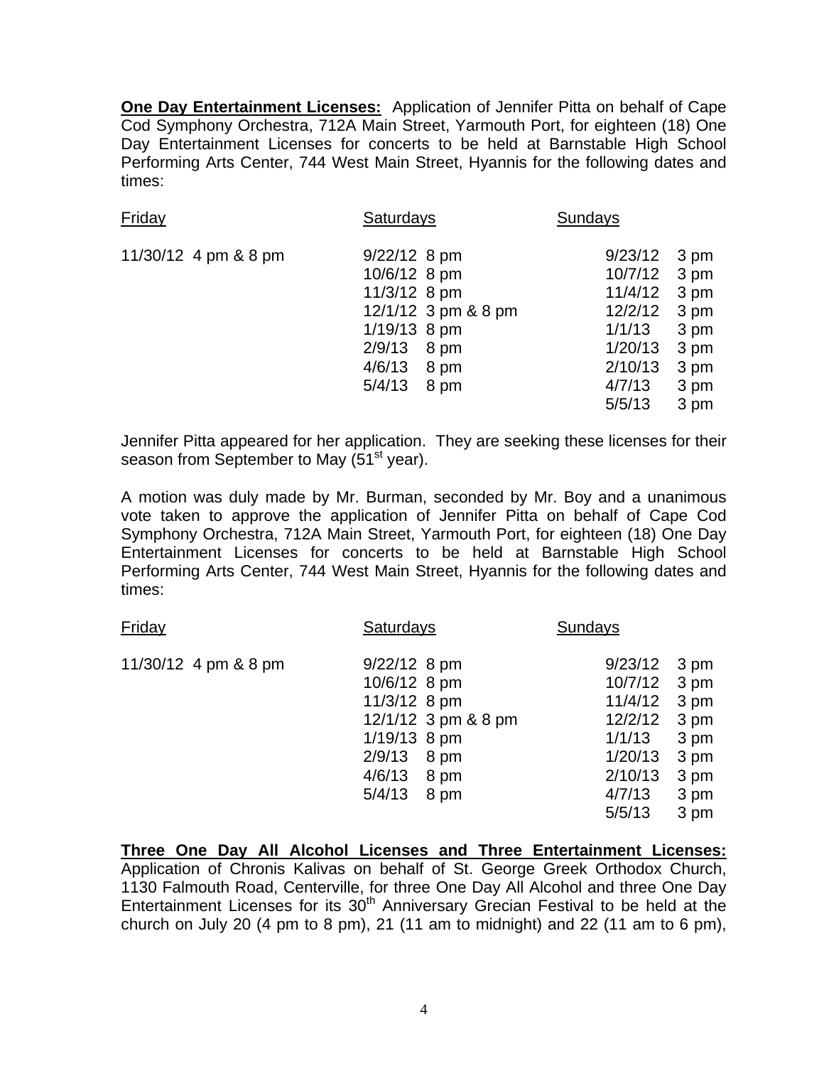**One Day Entertainment Licenses:** Application of Jennifer Pitta on behalf of Cape Cod Symphony Orchestra, 712A Main Street, Yarmouth Port, for eighteen (18) One Day Entertainment Licenses for concerts to be held at Barnstable High School Performing Arts Center, 744 West Main Street, Hyannis for the following dates and times:

| Friday | Saturdays | Sundays |
|---|---|---|
| 11/30/12 4 pm & 8 pm | 9/22/12 8 pm | 9/23/12 3 pm |
| | 10/6/12 8 pm | 10/7/12 3 pm |
| | 11/3/12 8 pm | 11/4/12 3 pm |
| | 12/1/12 3 pm & 8 pm | 12/2/12 3 pm |
| | 1/19/13 8 pm | 1/1/13 3 pm |
| | 2/9/13 8 pm | 1/20/13 3 pm |
| | 4/6/13 8 pm | 2/10/13 3 pm |
| | 5/4/13 8 pm | 4/7/13 3 pm |
| | | 5/5/13 3 pm |

Jennifer Pitta appeared for her application. They are seeking these licenses for their season from September to May (51st year).

A motion was duly made by Mr. Burman, seconded by Mr. Boy and a unanimous vote taken to approve the application of Jennifer Pitta on behalf of Cape Cod Symphony Orchestra, 712A Main Street, Yarmouth Port, for eighteen (18) One Day Entertainment Licenses for concerts to be held at Barnstable High School Performing Arts Center, 744 West Main Street, Hyannis for the following dates and times:

| Friday | Saturdays | Sundays |
|---|---|---|
| 11/30/12 4 pm & 8 pm | 9/22/12 8 pm | 9/23/12 3 pm |
| | 10/6/12 8 pm | 10/7/12 3 pm |
| | 11/3/12 8 pm | 11/4/12 3 pm |
| | 12/1/12 3 pm & 8 pm | 12/2/12 3 pm |
| | 1/19/13 8 pm | 1/1/13 3 pm |
| | 2/9/13 8 pm | 1/20/13 3 pm |
| | 4/6/13 8 pm | 2/10/13 3 pm |
| | 5/4/13 8 pm | 4/7/13 3 pm |
| | | 5/5/13 3 pm |

**Three One Day All Alcohol Licenses and Three Entertainment Licenses:** Application of Chronis Kalivas on behalf of St. George Greek Orthodox Church, 1130 Falmouth Road, Centerville, for three One Day All Alcohol and three One Day Entertainment Licenses for its 30th Anniversary Grecian Festival to be held at the church on July 20 (4 pm to 8 pm), 21 (11 am to midnight) and 22 (11 am to 6 pm),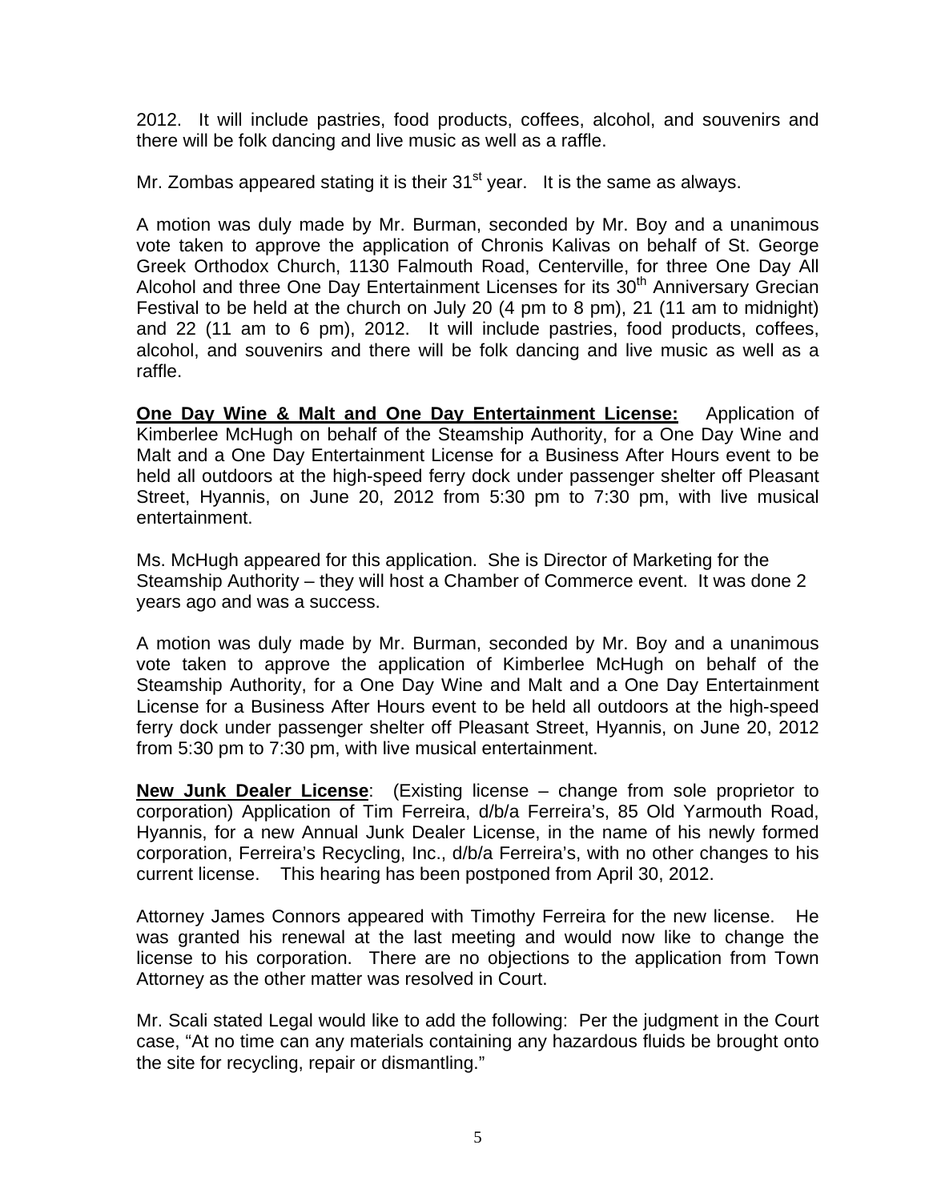2012. It will include pastries, food products, coffees, alcohol, and souvenirs and there will be folk dancing and live music as well as a raffle.

Mr. Zombas appeared stating it is their 31st year. It is the same as always.

A motion was duly made by Mr. Burman, seconded by Mr. Boy and a unanimous vote taken to approve the application of Chronis Kalivas on behalf of St. George Greek Orthodox Church, 1130 Falmouth Road, Centerville, for three One Day All Alcohol and three One Day Entertainment Licenses for its 30th Anniversary Grecian Festival to be held at the church on July 20 (4 pm to 8 pm), 21 (11 am to midnight) and 22 (11 am to 6 pm), 2012. It will include pastries, food products, coffees, alcohol, and souvenirs and there will be folk dancing and live music as well as a raffle.

**One Day Wine & Malt and One Day Entertainment License:** Application of Kimberlee McHugh on behalf of the Steamship Authority, for a One Day Wine and Malt and a One Day Entertainment License for a Business After Hours event to be held all outdoors at the high-speed ferry dock under passenger shelter off Pleasant Street, Hyannis, on June 20, 2012 from 5:30 pm to 7:30 pm, with live musical entertainment.

Ms. McHugh appeared for this application. She is Director of Marketing for the Steamship Authority – they will host a Chamber of Commerce event. It was done 2 years ago and was a success.

A motion was duly made by Mr. Burman, seconded by Mr. Boy and a unanimous vote taken to approve the application of Kimberlee McHugh on behalf of the Steamship Authority, for a One Day Wine and Malt and a One Day Entertainment License for a Business After Hours event to be held all outdoors at the high-speed ferry dock under passenger shelter off Pleasant Street, Hyannis, on June 20, 2012 from 5:30 pm to 7:30 pm, with live musical entertainment.

**New Junk Dealer License**: (Existing license – change from sole proprietor to corporation) Application of Tim Ferreira, d/b/a Ferreira's, 85 Old Yarmouth Road, Hyannis, for a new Annual Junk Dealer License, in the name of his newly formed corporation, Ferreira's Recycling, Inc., d/b/a Ferreira's, with no other changes to his current license. This hearing has been postponed from April 30, 2012.

Attorney James Connors appeared with Timothy Ferreira for the new license. He was granted his renewal at the last meeting and would now like to change the license to his corporation. There are no objections to the application from Town Attorney as the other matter was resolved in Court.

Mr. Scali stated Legal would like to add the following: Per the judgment in the Court case, "At no time can any materials containing any hazardous fluids be brought onto the site for recycling, repair or dismantling."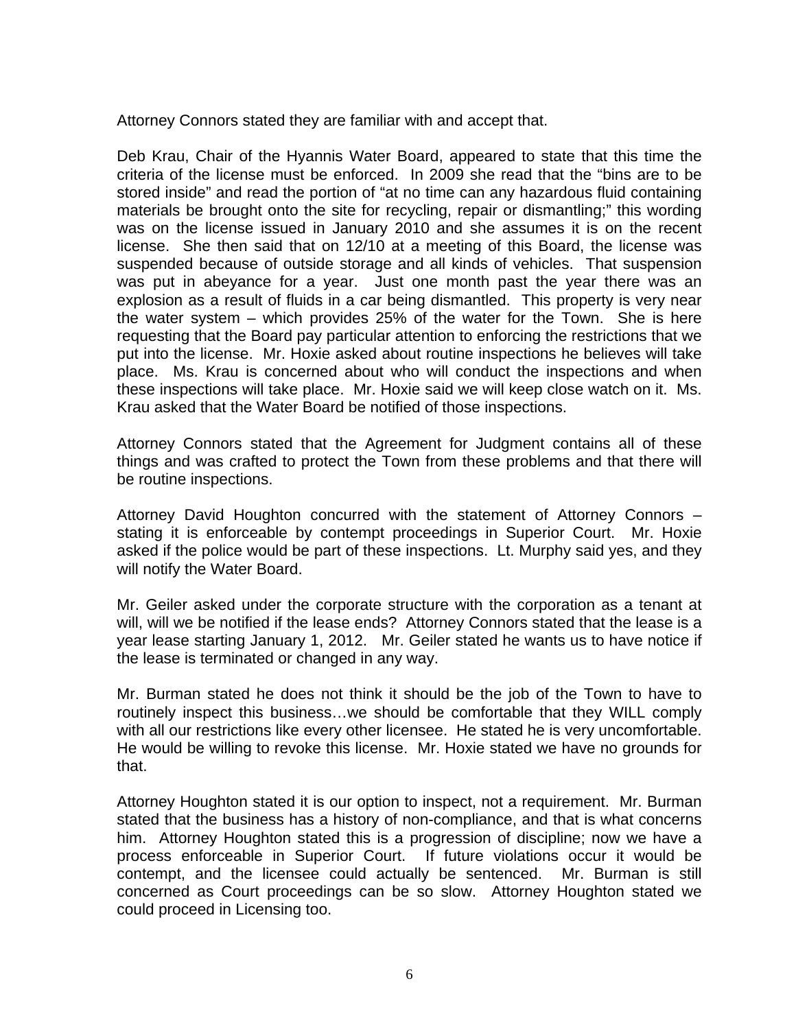Attorney Connors stated they are familiar with and accept that.

Deb Krau, Chair of the Hyannis Water Board, appeared to state that this time the criteria of the license must be enforced. In 2009 she read that the "bins are to be stored inside" and read the portion of "at no time can any hazardous fluid containing materials be brought onto the site for recycling, repair or dismantling;" this wording was on the license issued in January 2010 and she assumes it is on the recent license. She then said that on 12/10 at a meeting of this Board, the license was suspended because of outside storage and all kinds of vehicles. That suspension was put in abeyance for a year. Just one month past the year there was an explosion as a result of fluids in a car being dismantled. This property is very near the water system – which provides 25% of the water for the Town. She is here requesting that the Board pay particular attention to enforcing the restrictions that we put into the license. Mr. Hoxie asked about routine inspections he believes will take place. Ms. Krau is concerned about who will conduct the inspections and when these inspections will take place. Mr. Hoxie said we will keep close watch on it. Ms. Krau asked that the Water Board be notified of those inspections.

Attorney Connors stated that the Agreement for Judgment contains all of these things and was crafted to protect the Town from these problems and that there will be routine inspections.

Attorney David Houghton concurred with the statement of Attorney Connors – stating it is enforceable by contempt proceedings in Superior Court. Mr. Hoxie asked if the police would be part of these inspections. Lt. Murphy said yes, and they will notify the Water Board.

Mr. Geiler asked under the corporate structure with the corporation as a tenant at will, will we be notified if the lease ends? Attorney Connors stated that the lease is a year lease starting January 1, 2012. Mr. Geiler stated he wants us to have notice if the lease is terminated or changed in any way.

Mr. Burman stated he does not think it should be the job of the Town to have to routinely inspect this business…we should be comfortable that they WILL comply with all our restrictions like every other licensee. He stated he is very uncomfortable. He would be willing to revoke this license. Mr. Hoxie stated we have no grounds for that.

Attorney Houghton stated it is our option to inspect, not a requirement. Mr. Burman stated that the business has a history of non-compliance, and that is what concerns him. Attorney Houghton stated this is a progression of discipline; now we have a process enforceable in Superior Court. If future violations occur it would be contempt, and the licensee could actually be sentenced. Mr. Burman is still concerned as Court proceedings can be so slow. Attorney Houghton stated we could proceed in Licensing too.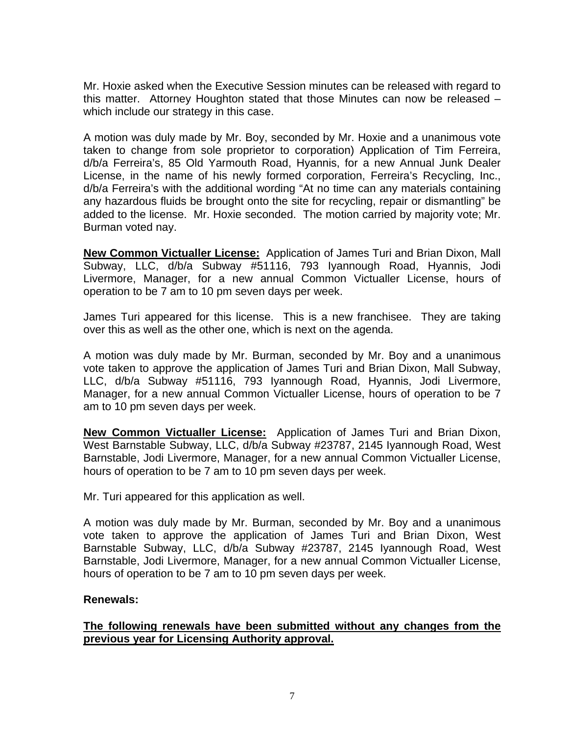Mr. Hoxie asked when the Executive Session minutes can be released with regard to this matter. Attorney Houghton stated that those Minutes can now be released – which include our strategy in this case.

A motion was duly made by Mr. Boy, seconded by Mr. Hoxie and a unanimous vote taken to change from sole proprietor to corporation) Application of Tim Ferreira, d/b/a Ferreira's, 85 Old Yarmouth Road, Hyannis, for a new Annual Junk Dealer License, in the name of his newly formed corporation, Ferreira's Recycling, Inc., d/b/a Ferreira's with the additional wording "At no time can any materials containing any hazardous fluids be brought onto the site for recycling, repair or dismantling" be added to the license. Mr. Hoxie seconded. The motion carried by majority vote; Mr. Burman voted nay.

<u>**New Common Victualler License:**</u> Application of James Turi and Brian Dixon, Mall Subway, LLC, d/b/a Subway #51116, 793 Iyannough Road, Hyannis, Jodi Livermore, Manager, for a new annual Common Victualler License, hours of operation to be 7 am to 10 pm seven days per week.

James Turi appeared for this license. This is a new franchisee. They are taking over this as well as the other one, which is next on the agenda.

A motion was duly made by Mr. Burman, seconded by Mr. Boy and a unanimous vote taken to approve the application of James Turi and Brian Dixon, Mall Subway, LLC, d/b/a Subway #51116, 793 Iyannough Road, Hyannis, Jodi Livermore, Manager, for a new annual Common Victualler License, hours of operation to be 7 am to 10 pm seven days per week.

<u>**New Common Victualler License:**</u> Application of James Turi and Brian Dixon, West Barnstable Subway, LLC, d/b/a Subway #23787, 2145 Iyannough Road, West Barnstable, Jodi Livermore, Manager, for a new annual Common Victualler License, hours of operation to be 7 am to 10 pm seven days per week.

Mr. Turi appeared for this application as well.

A motion was duly made by Mr. Burman, seconded by Mr. Boy and a unanimous vote taken to approve the application of James Turi and Brian Dixon, West Barnstable Subway, LLC, d/b/a Subway #23787, 2145 Iyannough Road, West Barnstable, Jodi Livermore, Manager, for a new annual Common Victualler License, hours of operation to be 7 am to 10 pm seven days per week.

**Renewals:**

<u>**The following renewals have been submitted without any changes from the previous year for Licensing Authority approval.**</u>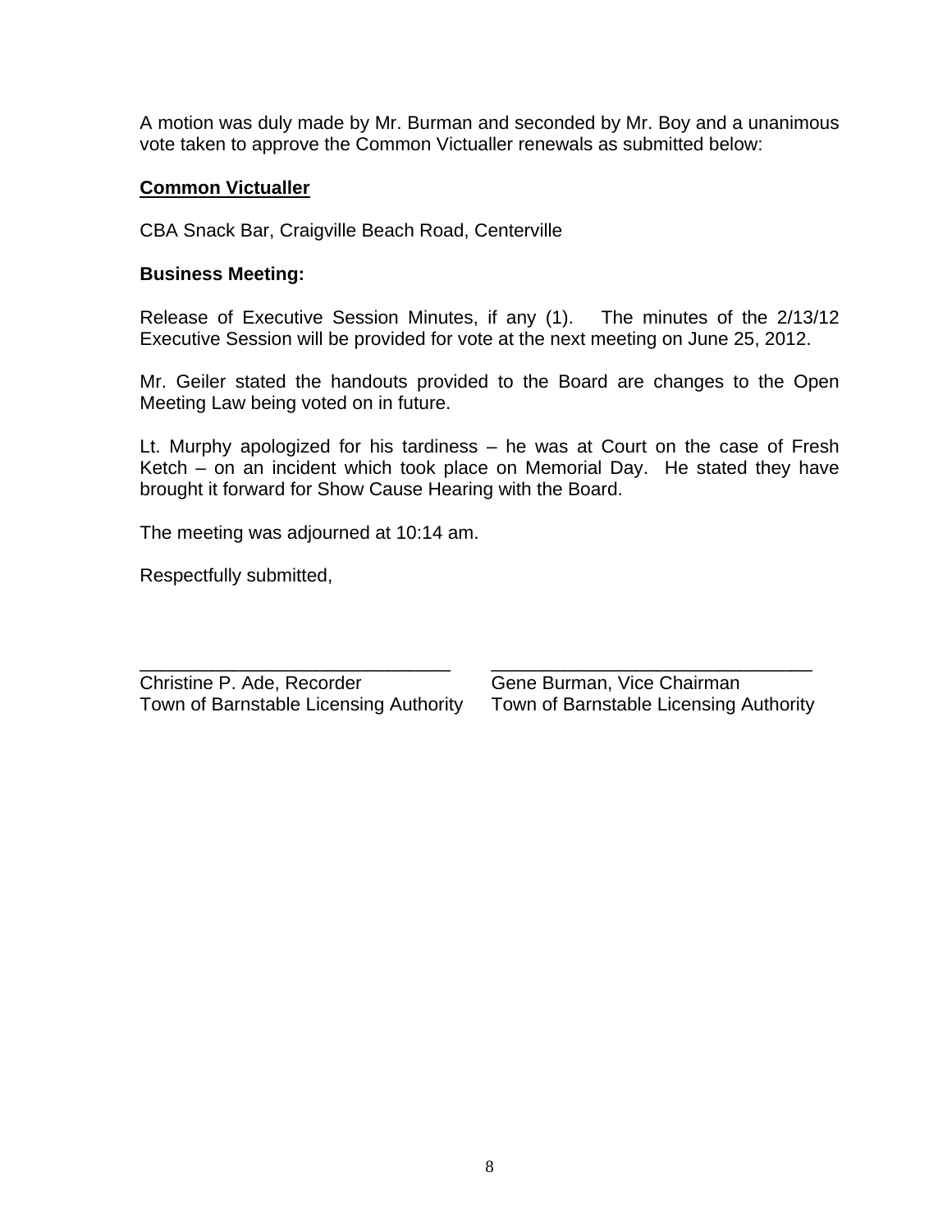A motion was duly made by Mr. Burman and seconded by Mr. Boy and a unanimous vote taken to approve the Common Victualler renewals as submitted below:

**Common Victualler**

CBA Snack Bar, Craigville Beach Road, Centerville

**Business Meeting:**

Release of Executive Session Minutes, if any (1). The minutes of the 2/13/12 Executive Session will be provided for vote at the next meeting on June 25, 2012.

Mr. Geiler stated the handouts provided to the Board are changes to the Open Meeting Law being voted on in future.

Lt. Murphy apologized for his tardiness – he was at Court on the case of Fresh Ketch – on an incident which took place on Memorial Day. He stated they have brought it forward for Show Cause Hearing with the Board.

The meeting was adjourned at 10:14 am.

Respectfully submitted,

| | |
|---|---|
| ______________________________ | ______________________________ |
| Christine P. Ade, Recorder | Gene Burman, Vice Chairman |
| Town of Barnstable Licensing Authority | Town of Barnstable Licensing Authority |